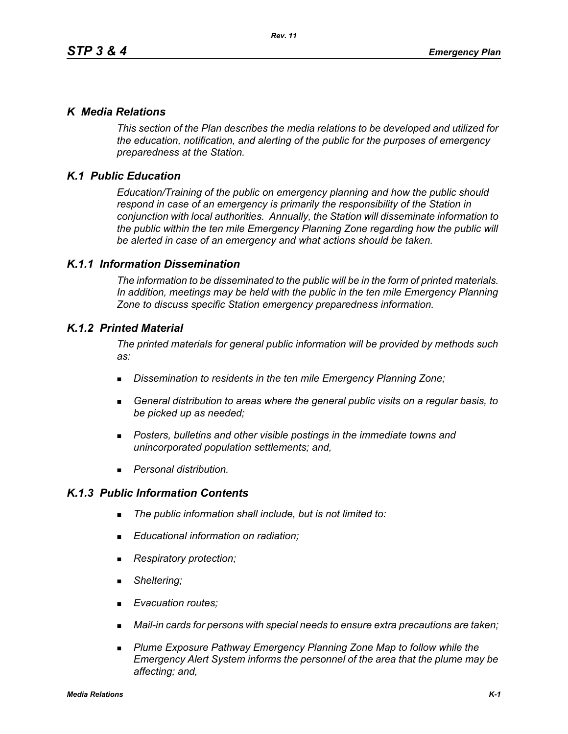## *K Media Relations*

*This section of the Plan describes the media relations to be developed and utilized for the education, notification, and alerting of the public for the purposes of emergency preparedness at the Station.*

### *K.1 Public Education*

*Education/Training of the public on emergency planning and how the public should respond in case of an emergency is primarily the responsibility of the Station in conjunction with local authorities. Annually, the Station will disseminate information to the public within the ten mile Emergency Planning Zone regarding how the public will be alerted in case of an emergency and what actions should be taken.*

#### *K.1.1 Information Dissemination*

*The information to be disseminated to the public will be in the form of printed materials. In addition, meetings may be held with the public in the ten mile Emergency Planning Zone to discuss specific Station emergency preparedness information.*

#### *K.1.2 Printed Material*

*The printed materials for general public information will be provided by methods such as:*

- *Dissemination to residents in the ten mile Emergency Planning Zone;*
- *General distribution to areas where the general public visits on a regular basis, to be picked up as needed;*
- *Posters, bulletins and other visible postings in the immediate towns and unincorporated population settlements; and,*
- *Personal distribution.*

#### *K.1.3 Public Information Contents*

- *The public information shall include, but is not limited to:*
- *Educational information on radiation;*
- *Respiratory protection;*
- *Sheltering;*
- *Evacuation routes;*
- *Mail-in cards for persons with special needs to ensure extra precautions are taken;*
- *Plume Exposure Pathway Emergency Planning Zone Map to follow while the Emergency Alert System informs the personnel of the area that the plume may be affecting; and,*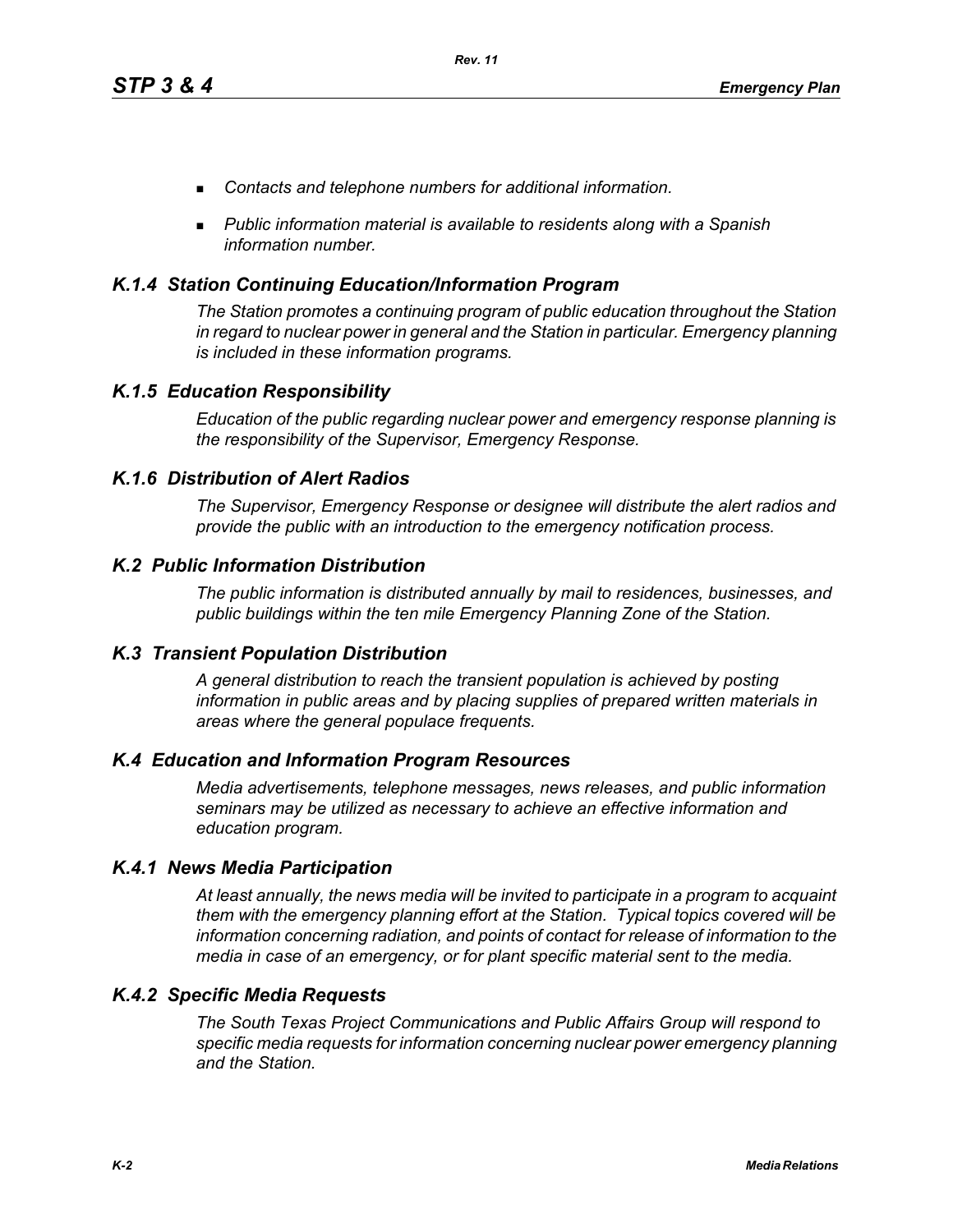- *Contacts and telephone numbers for additional information.*
- *Public information material is available to residents along with a Spanish information number.*

### *K.1.4 Station Continuing Education/Information Program*

*The Station promotes a continuing program of public education throughout the Station in regard to nuclear power in general and the Station in particular. Emergency planning is included in these information programs.*

### *K.1.5 Education Responsibility*

*Education of the public regarding nuclear power and emergency response planning is the responsibility of the Supervisor, Emergency Response.*

### *K.1.6 Distribution of Alert Radios*

*The Supervisor, Emergency Response or designee will distribute the alert radios and provide the public with an introduction to the emergency notification process.*

## *K.2 Public Information Distribution*

*The public information is distributed annually by mail to residences, businesses, and public buildings within the ten mile Emergency Planning Zone of the Station.*

## *K.3 Transient Population Distribution*

*A general distribution to reach the transient population is achieved by posting information in public areas and by placing supplies of prepared written materials in areas where the general populace frequents.*

## *K.4 Education and Information Program Resources*

*Media advertisements, telephone messages, news releases, and public information seminars may be utilized as necessary to achieve an effective information and education program.*

### *K.4.1 News Media Participation*

*At least annually, the news media will be invited to participate in a program to acquaint them with the emergency planning effort at the Station. Typical topics covered will be information concerning radiation, and points of contact for release of information to the media in case of an emergency, or for plant specific material sent to the media.*

### *K.4.2 Specific Media Requests*

*The South Texas Project Communications and Public Affairs Group will respond to specific media requests for information concerning nuclear power emergency planning and the Station.*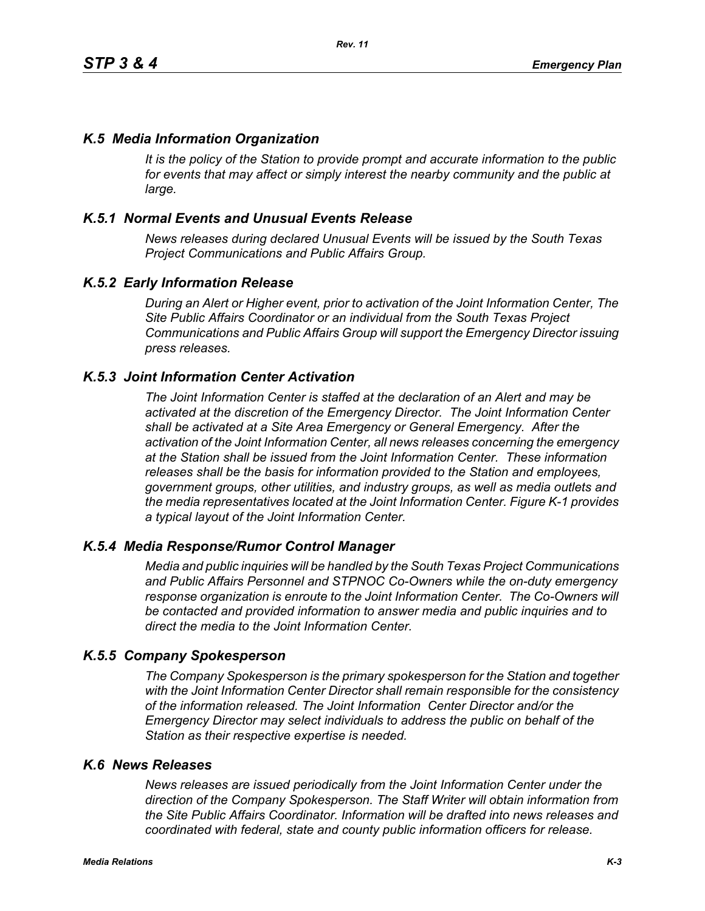## *K.5 Media Information Organization*

*It is the policy of the Station to provide prompt and accurate information to the public for events that may affect or simply interest the nearby community and the public at large.*

### *K.5.1 Normal Events and Unusual Events Release*

*News releases during declared Unusual Events will be issued by the South Texas Project Communications and Public Affairs Group.*

### *K.5.2 Early Information Release*

*During an Alert or Higher event, prior to activation of the Joint Information Center, The Site Public Affairs Coordinator or an individual from the South Texas Project Communications and Public Affairs Group will support the Emergency Director issuing press releases.*

### *K.5.3 Joint Information Center Activation*

*The Joint Information Center is staffed at the declaration of an Alert and may be activated at the discretion of the Emergency Director. The Joint Information Center shall be activated at a Site Area Emergency or General Emergency. After the activation of the Joint Information Center, all news releases concerning the emergency at the Station shall be issued from the Joint Information Center. These information releases shall be the basis for information provided to the Station and employees, government groups, other utilities, and industry groups, as well as media outlets and the media representatives located at the Joint Information Center. Figure K-1 provides a typical layout of the Joint Information Center.*

### *K.5.4 Media Response/Rumor Control Manager*

*Media and public inquiries will be handled by the South Texas Project Communications and Public Affairs Personnel and STPNOC Co-Owners while the on-duty emergency response organization is enroute to the Joint Information Center. The Co-Owners will be contacted and provided information to answer media and public inquiries and to direct the media to the Joint Information Center.*

### *K.5.5 Company Spokesperson*

*The Company Spokesperson is the primary spokesperson for the Station and together with the Joint Information Center Director shall remain responsible for the consistency of the information released. The Joint Information Center Director and/or the Emergency Director may select individuals to address the public on behalf of the Station as their respective expertise is needed.*

## *K.6 News Releases*

*News releases are issued periodically from the Joint Information Center under the direction of the Company Spokesperson. The Staff Writer will obtain information from the Site Public Affairs Coordinator. Information will be drafted into news releases and coordinated with federal, state and county public information officers for release.*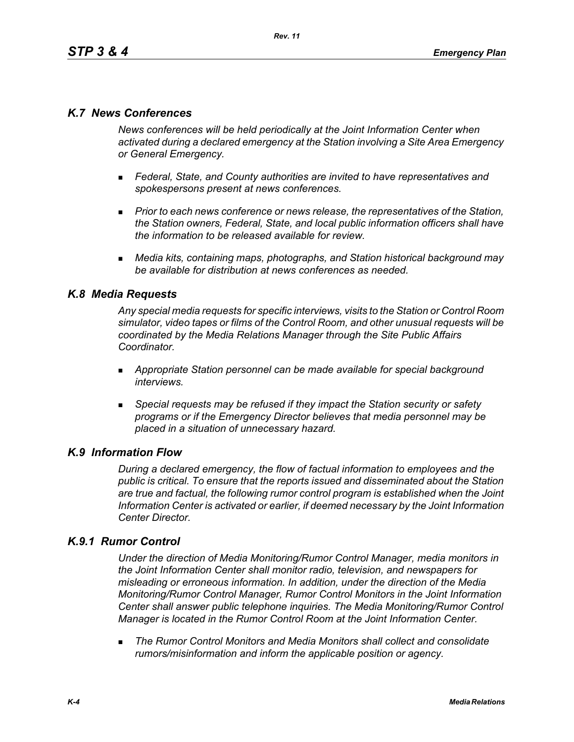## *K.7 News Conferences*

*News conferences will be held periodically at the Joint Information Center when activated during a declared emergency at the Station involving a Site Area Emergency or General Emergency.*

- *Federal, State, and County authorities are invited to have representatives and spokespersons present at news conferences.*
- *Prior to each news conference or news release, the representatives of the Station, the Station owners, Federal, State, and local public information officers shall have the information to be released available for review.*
- *Media kits, containing maps, photographs, and Station historical background may be available for distribution at news conferences as needed.*

## *K.8 Media Requests*

*Any special media requests for specific interviews, visits to the Station or Control Room simulator, video tapes or films of the Control Room, and other unusual requests will be coordinated by the Media Relations Manager through the Site Public Affairs Coordinator.*

- *Appropriate Station personnel can be made available for special background interviews.*
- *Special requests may be refused if they impact the Station security or safety programs or if the Emergency Director believes that media personnel may be placed in a situation of unnecessary hazard.*

## *K.9 Information Flow*

*During a declared emergency, the flow of factual information to employees and the public is critical. To ensure that the reports issued and disseminated about the Station are true and factual, the following rumor control program is established when the Joint Information Center is activated or earlier, if deemed necessary by the Joint Information Center Director.*

### *K.9.1 Rumor Control*

*Under the direction of Media Monitoring/Rumor Control Manager, media monitors in the Joint Information Center shall monitor radio, television, and newspapers for misleading or erroneous information. In addition, under the direction of the Media Monitoring/Rumor Control Manager, Rumor Control Monitors in the Joint Information Center shall answer public telephone inquiries. The Media Monitoring/Rumor Control Manager is located in the Rumor Control Room at the Joint Information Center.*

- *The Rumor Control Monitors and Media Monitors shall collect and consolidate rumors/misinformation and inform the applicable position or agency.*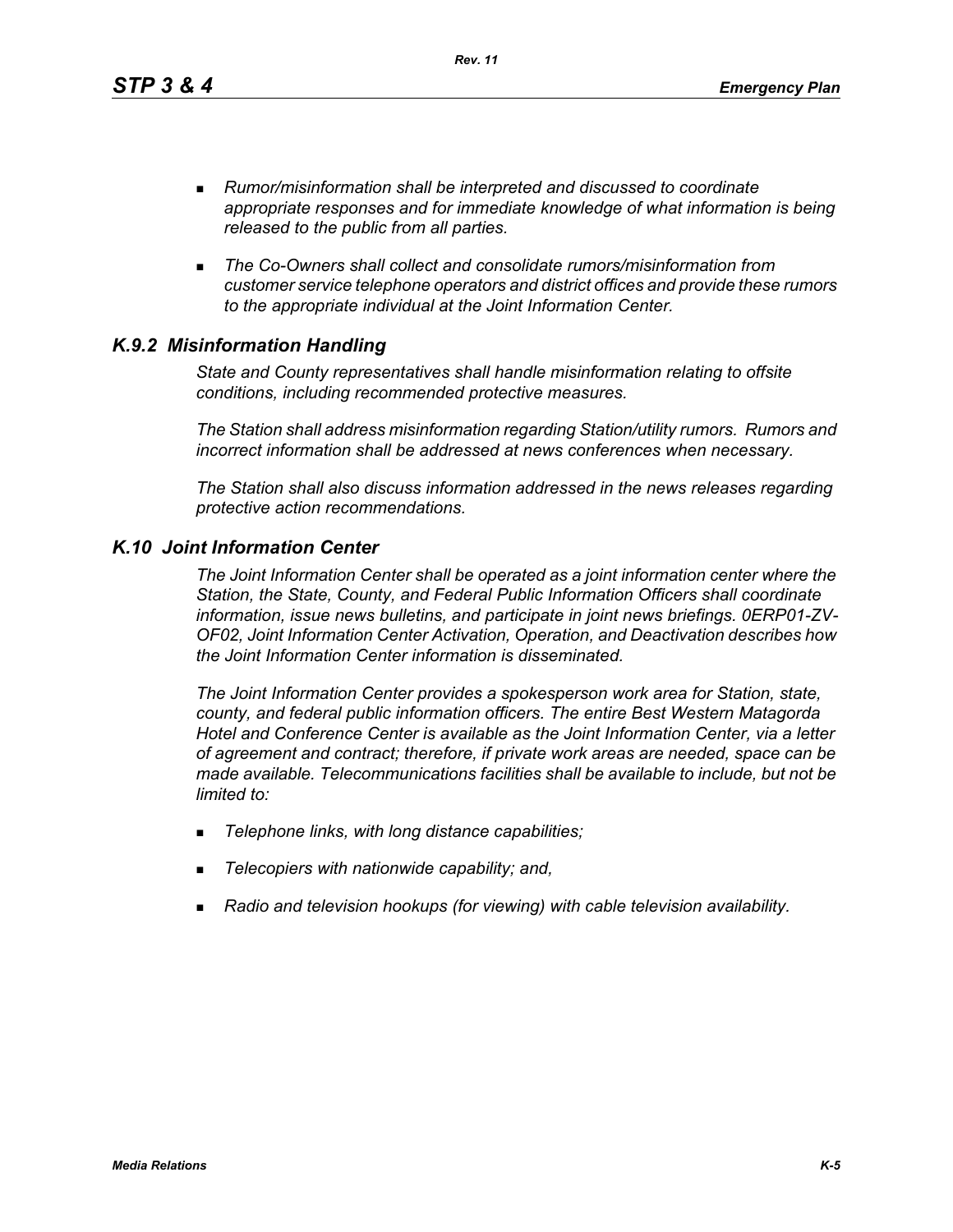- *Rumor/misinformation shall be interpreted and discussed to coordinate appropriate responses and for immediate knowledge of what information is being released to the public from all parties.*

- *The Co-Owners shall collect and consolidate rumors/misinformation from customer service telephone operators and district offices and provide these rumors to the appropriate individual at the Joint Information Center.*

### *K.9.2 Misinformation Handling*

*State and County representatives shall handle misinformation relating to offsite conditions, including recommended protective measures.*

*The Station shall address misinformation regarding Station/utility rumors. Rumors and incorrect information shall be addressed at news conferences when necessary.*

*The Station shall also discuss information addressed in the news releases regarding protective action recommendations.*

## *K.10 Joint Information Center*

*The Joint Information Center shall be operated as a joint information center where the Station, the State, County, and Federal Public Information Officers shall coordinate information, issue news bulletins, and participate in joint news briefings. 0ERP01-ZV-OF02, Joint Information Center Activation, Operation, and Deactivation describes how the Joint Information Center information is disseminated.*

*The Joint Information Center provides a spokesperson work area for Station, state, county, and federal public information officers. The entire Best Western Matagorda Hotel and Conference Center is available as the Joint Information Center, via a letter of agreement and contract; therefore, if private work areas are needed, space can be made available. Telecommunications facilities shall be available to include, but not be limited to:*

- *Telephone links, with long distance capabilities;*

- *Telecopiers with nationwide capability; and,*

- *Radio and television hookups (for viewing) with cable television availability.*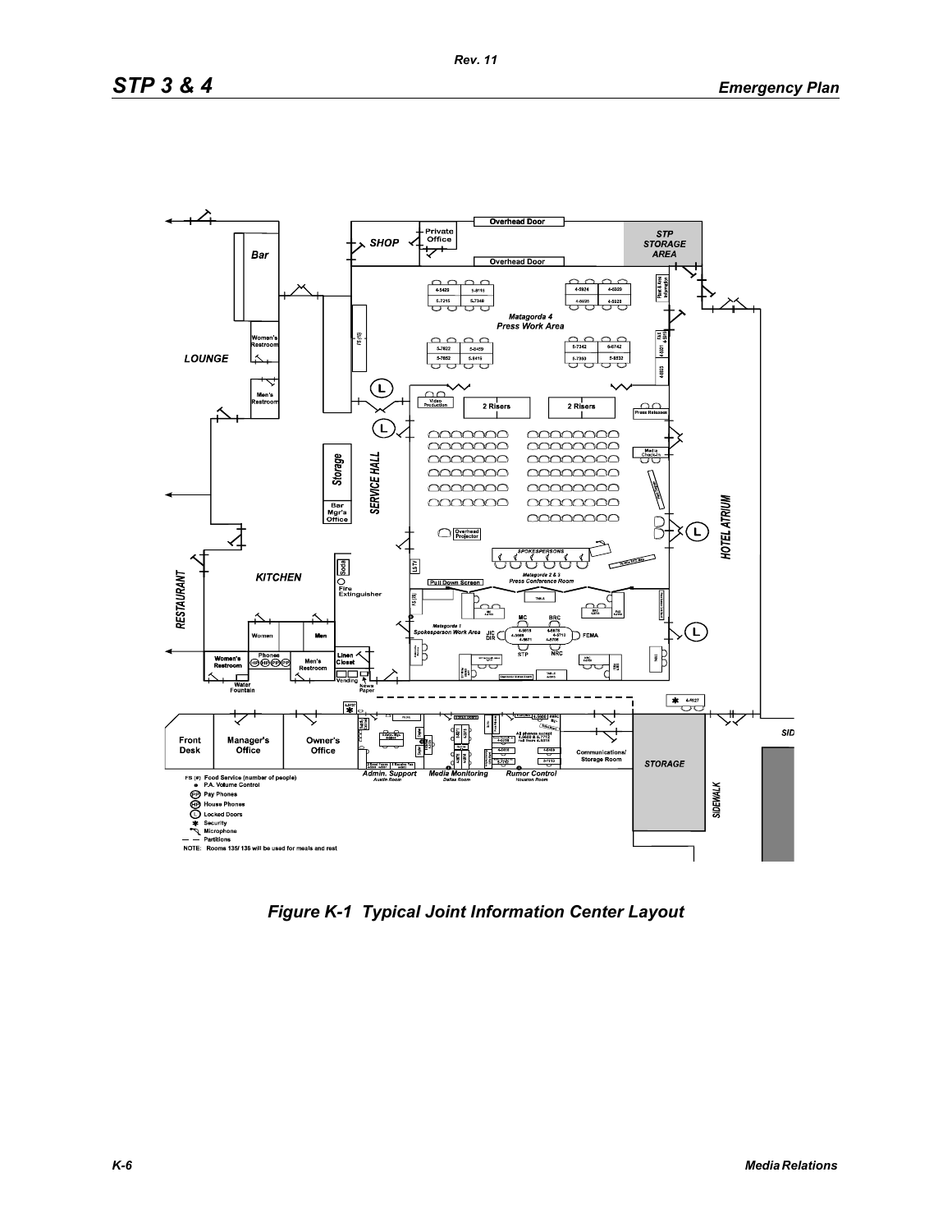Overhead Door

Private Office

SHOP

STP STORAGE AREA

Overhead Door

Bar

4-5420 5-8116

5-7215 5-7348

4-5924 4-5920

4-5925 4-5928

Plant & Area Information

Matagorda 4
Press Work Area

Women's Restroom

FS (10)

5-7622 5-8459

5-7652 5-8415

5-7342 6-8742

5-7359 5-8532

FAX 4-5979

4-5021

4-5923

LOUNGE

L

Men's Restroom

Video Production

2 Risers

2 Risers

Press Releases

L

Media Check-In

Storage

SERVICE HALL

HOTEL ATRIUM

Bar Mgr's Office

L

Overhead Projector

SPOKESPERSONS

Soda

KITCHEN

Fire Extinguisher

LS TV

Matagorda 2 & 3
Press Conference Room

Pull Down Screen

RESTAURANT

FS (10)

TABLE

MC

BRC

Matagorda 1
Spokesperson Work Area

JIC DIR

4-5818 4-5669 4-5671

4-5878 4-5713 4-5708

FEMA

L

STP

NRC

Women

Men

Women's Restroom

Phones

Men's Restroom

Linen Closet

Vending

News Paper

Water Fountain

TABLE

4-5927

Front Desk

Manager's Office

Owner's Office

All phones except 4-5660 & 5-7712 roll from 4-5810

Communications/ Storage Room

STORAGE

SIDEWALK

SID

Admin. Support
Austin Room

Media Monitoring
Dallas Room

Rumor Control
Houston Room

FS (#) Food Service (number of people)
P.A. Volume Control
PP Pay Phones
HP House Phones
L Locked Doors
\* Security
Microphone
Partitions
NOTE: Rooms 135/ 136 will be used for meals and rest

*Figure K-1 Typical Joint Information Center Layout*